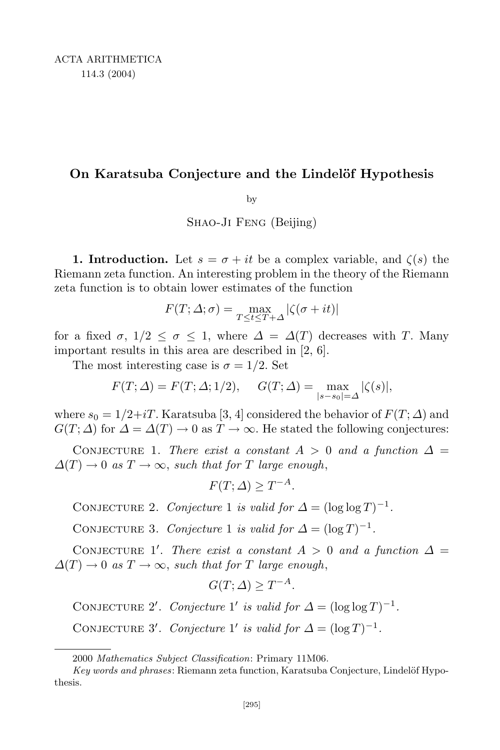# On Karatsuba Conjecture and the Lindelöf Hypothesis

by

Shao-Ji Feng (Beijing)

**1. Introduction.** Let $s = \sigma + it$ be a complex variable, and $\zeta(s)$ the Riemann zeta function. An interesting problem in the theory of the Riemann zeta function is to obtain lower estimates of the function

$$F(T; \Delta; \sigma) = \max_{T \le t \le T + \Delta} |\zeta(\sigma + it)|$$

for a fixed $\sigma$, $1/2 \le \sigma \le 1$, where $\Delta = \Delta(T)$ decreases with $T$. Many important results in this area are described in [2, 6].

The most interesting case is $\sigma = 1/2$. Set

$$F(T; \Delta) = F(T; \Delta; 1/2), \qquad G(T; \Delta) = \max_{|s - s_0| = \Delta} |\zeta(s)|,$$

where $s_0 = 1/2 + iT$. Karatsuba [3, 4] considered the behavior of $F(T; \Delta)$ and $G(T; \Delta)$ for $\Delta = \Delta(T) \to 0$ as $T \to \infty$. He stated the following conjectures:

Conjecture 1. *There exist a constant $A > 0$ and a function $\Delta = \Delta(T) \to 0$ as $T \to \infty$, such that for $T$ large enough,*

$$F(T; \Delta) \ge T^{-A}.$$

Conjecture 2. *Conjecture 1 is valid for $\Delta = (\log \log T)^{-1}$.*

Conjecture 3. *Conjecture 1 is valid for $\Delta = (\log T)^{-1}$.*

Conjecture 1′. *There exist a constant $A > 0$ and a function $\Delta = \Delta(T) \to 0$ as $T \to \infty$, such that for $T$ large enough,*

$$G(T; \Delta) \ge T^{-A}.$$

Conjecture 2′. *Conjecture 1′ is valid for $\Delta = (\log \log T)^{-1}$.*

Conjecture 3′. *Conjecture 1′ is valid for $\Delta = (\log T)^{-1}$.*

---

2000 *Mathematics Subject Classification*: Primary 11M06.

*Key words and phrases*: Riemann zeta function, Karatsuba Conjecture, Lindelöf Hypothesis.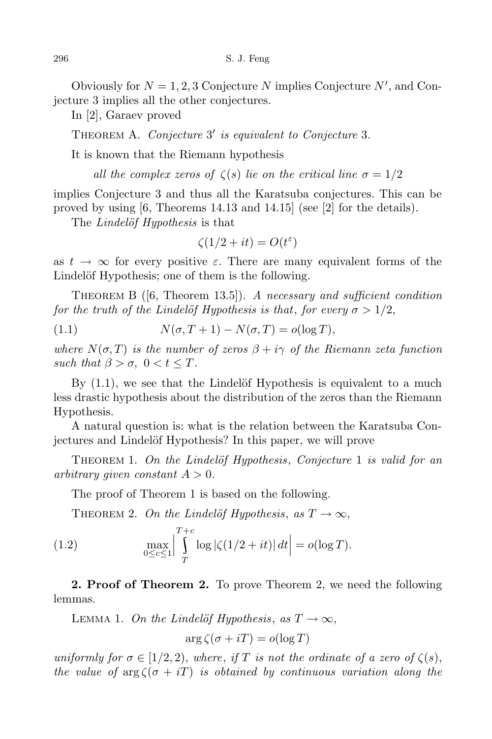Obviously for $N = 1, 2, 3$ Conjecture $N$ implies Conjecture $N'$, and Conjecture 3 implies all the other conjectures.

In [2], Garaev proved

Theorem A. *Conjecture* $3'$ *is equivalent to Conjecture* 3.

It is known that the Riemann hypothesis

*all the complex zeros of* $\zeta(s)$ *lie on the critical line* $\sigma = 1/2$

implies Conjecture 3 and thus all the Karatsuba conjectures. This can be proved by using [6, Theorems 14.13 and 14.15] (see [2] for the details).

The *Lindelöf Hypothesis* is that

$$\zeta(1/2 + it) = O(t^{\varepsilon})$$

as $t \to \infty$ for every positive $\varepsilon$. There are many equivalent forms of the Lindelöf Hypothesis; one of them is the following.

Theorem B ([6, Theorem 13.5]). *A necessary and sufficient condition for the truth of the Lindelöf Hypothesis is that, for every* $\sigma > 1/2$,

$$N(\sigma, T+1) - N(\sigma, T) = o(\log T), \tag{1.1}$$

*where* $N(\sigma, T)$ *is the number of zeros* $\beta + i\gamma$ *of the Riemann zeta function such that* $\beta > \sigma,\ 0 < t \le T$.

By (1.1), we see that the Lindelöf Hypothesis is equivalent to a much less drastic hypothesis about the distribution of the zeros than the Riemann Hypothesis.

A natural question is: what is the relation between the Karatsuba Conjectures and Lindelöf Hypothesis? In this paper, we will prove

Theorem 1. *On the Lindelöf Hypothesis, Conjecture* 1 *is valid for an arbitrary given constant* $A > 0$.

The proof of Theorem 1 is based on the following.

Theorem 2. *On the Lindelöf Hypothesis, as* $T \to \infty$,

$$\max_{0 \le c \le 1} \Big| \int_{T}^{T+c} \log|\zeta(1/2 + it)|\, dt \Big| = o(\log T). \tag{1.2}$$

**2. Proof of Theorem 2.** To prove Theorem 2, we need the following lemmas.

Lemma 1. *On the Lindelöf Hypothesis, as* $T \to \infty$,

$$\arg \zeta(\sigma + iT) = o(\log T)$$

*uniformly for* $\sigma \in [1/2, 2)$, *where, if* $T$ *is not the ordinate of a zero of* $\zeta(s)$, *the value of* $\arg \zeta(\sigma + iT)$ *is obtained by continuous variation along the*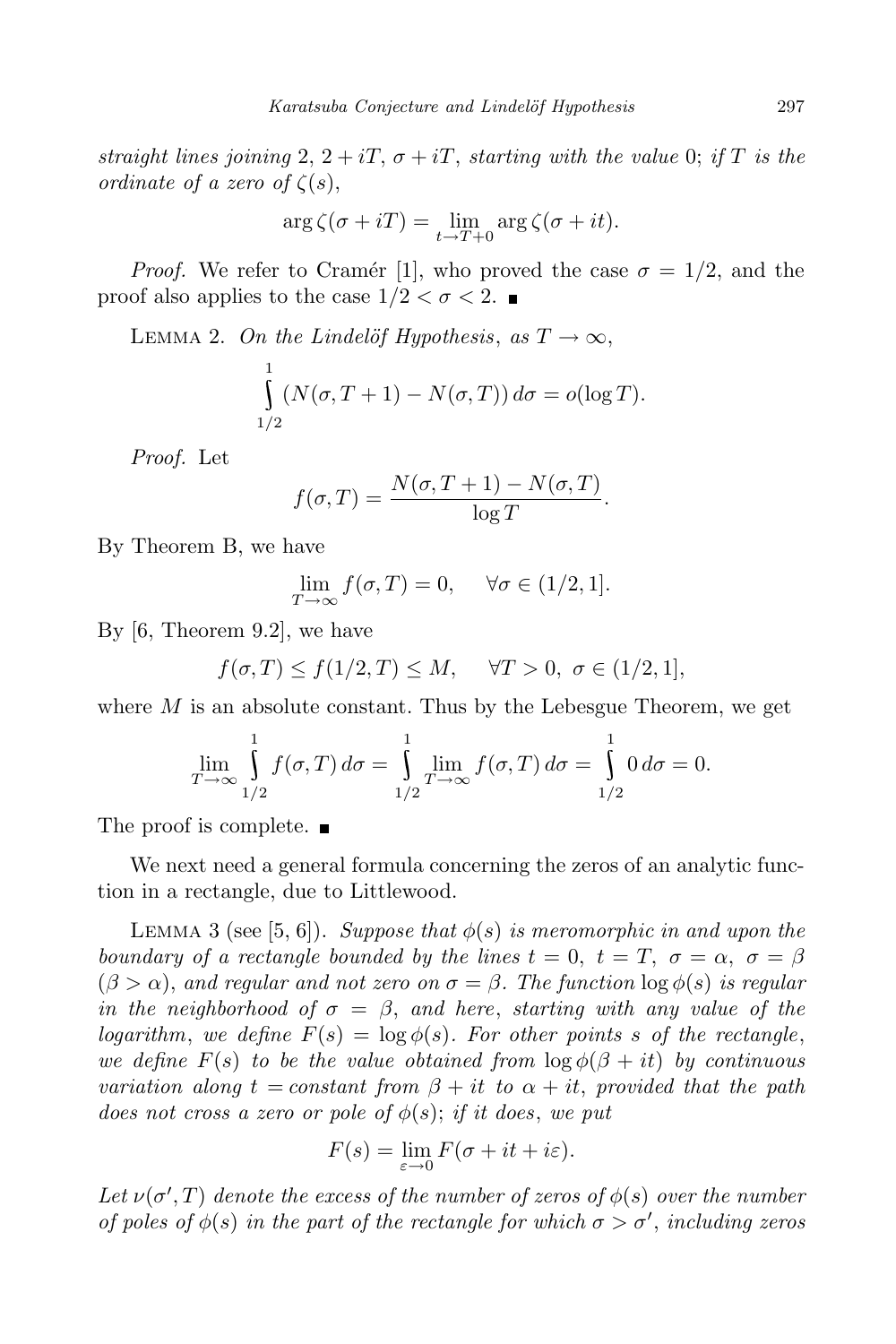*straight lines joining* 2, $2 + iT$, $\sigma + iT$, *starting with the value* 0; *if* $T$ *is the ordinate of a zero of* $\zeta(s)$,

$$\arg \zeta(\sigma + iT) = \lim_{t \to T+0} \arg \zeta(\sigma + it).$$

*Proof.* We refer to Cramér [1], who proved the case $\sigma = 1/2$, and the proof also applies to the case $1/2 < \sigma < 2$. ∎

LEMMA 2. *On the Lindelöf Hypothesis*, *as* $T \to \infty$,

$$\int_{1/2}^{1} (N(\sigma, T+1) - N(\sigma, T))\, d\sigma = o(\log T).$$

*Proof.* Let

$$f(\sigma, T) = \frac{N(\sigma, T+1) - N(\sigma, T)}{\log T}.$$

By Theorem B, we have

$$\lim_{T \to \infty} f(\sigma, T) = 0, \quad \forall \sigma \in (1/2, 1].$$

By [6, Theorem 9.2], we have

$$f(\sigma, T) \le f(1/2, T) \le M, \quad \forall T > 0,\ \sigma \in (1/2, 1],$$

where $M$ is an absolute constant. Thus by the Lebesgue Theorem, we get

$$\lim_{T \to \infty} \int_{1/2}^{1} f(\sigma, T)\, d\sigma = \int_{1/2}^{1} \lim_{T \to \infty} f(\sigma, T)\, d\sigma = \int_{1/2}^{1} 0\, d\sigma = 0.$$

The proof is complete. ∎

We next need a general formula concerning the zeros of an analytic function in a rectangle, due to Littlewood.

LEMMA 3 (see [5, 6]). *Suppose that* $\phi(s)$ *is meromorphic in and upon the boundary of a rectangle bounded by the lines* $t = 0$, $t = T$, $\sigma = \alpha$, $\sigma = \beta$ $(\beta > \alpha)$, *and regular and not zero on* $\sigma = \beta$. *The function* $\log \phi(s)$ *is regular in the neighborhood of* $\sigma = \beta$, *and here*, *starting with any value of the logarithm*, *we define* $F(s) = \log \phi(s)$. *For other points* $s$ *of the rectangle*, *we define* $F(s)$ *to be the value obtained from* $\log \phi(\beta + it)$ *by continuous variation along* $t = \text{constant}$ *from* $\beta + it$ *to* $\alpha + it$, *provided that the path does not cross a zero or pole of* $\phi(s)$; *if it does*, *we put*

$$F(s) = \lim_{\varepsilon \to 0} F(\sigma + it + i\varepsilon).$$

*Let* $\nu(\sigma', T)$ *denote the excess of the number of zeros of* $\phi(s)$ *over the number of poles of* $\phi(s)$ *in the part of the rectangle for which* $\sigma > \sigma'$, *including zeros*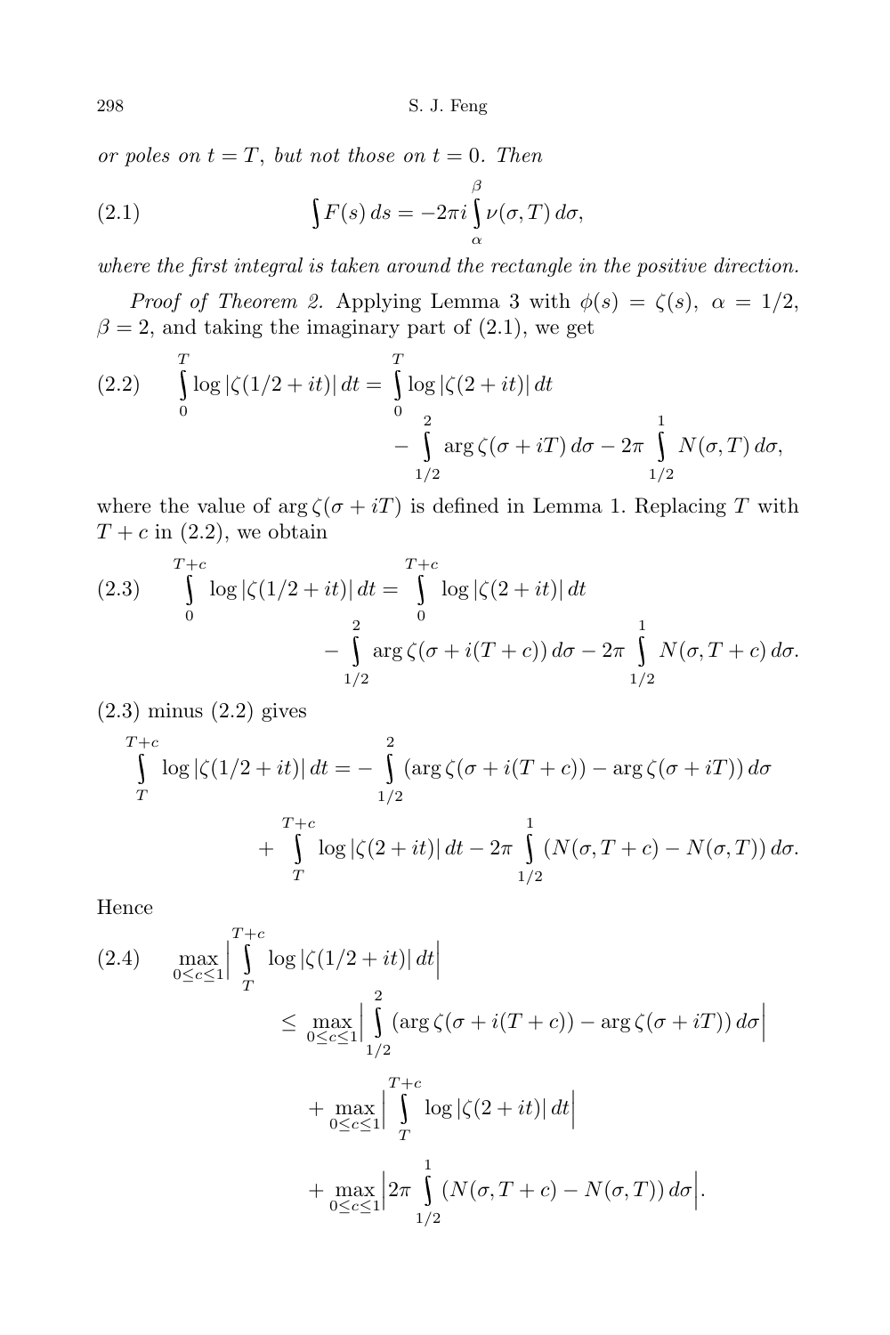*or poles on $t = T$, but not those on $t = 0$. Then*

$$\int F(s)\,ds = -2\pi i \int_{\alpha}^{\beta} \nu(\sigma, T)\,d\sigma, \tag{2.1}$$

*where the first integral is taken around the rectangle in the positive direction.*

*Proof of Theorem 2.* Applying Lemma 3 with $\phi(s) = \zeta(s)$, $\alpha = 1/2$, $\beta = 2$, and taking the imaginary part of (2.1), we get

$$\begin{aligned} \int_{0}^{T} \log|\zeta(1/2+it)|\,dt = \int_{0}^{T} \log|\zeta(2+it)|\,dt \\ - \int_{1/2}^{2} \arg\zeta(\sigma+iT)\,d\sigma - 2\pi \int_{1/2}^{1} N(\sigma, T)\,d\sigma, \end{aligned} \tag{2.2}$$

where the value of $\arg\zeta(\sigma+iT)$ is defined in Lemma 1. Replacing $T$ with $T + c$ in (2.2), we obtain

$$\begin{aligned} \int_{0}^{T+c} \log|\zeta(1/2+it)|\,dt = \int_{0}^{T+c} \log|\zeta(2+it)|\,dt \\ - \int_{1/2}^{2} \arg\zeta(\sigma+i(T+c))\,d\sigma - 2\pi \int_{1/2}^{1} N(\sigma, T+c)\,d\sigma. \end{aligned} \tag{2.3}$$

(2.3) minus (2.2) gives

$$\begin{aligned} \int_{T}^{T+c} \log|\zeta(1/2+it)|\,dt = - \int_{1/2}^{2} (\arg\zeta(\sigma+i(T+c)) - \arg\zeta(\sigma+iT))\,d\sigma \\ + \int_{T}^{T+c} \log|\zeta(2+it)|\,dt - 2\pi \int_{1/2}^{1} (N(\sigma, T+c) - N(\sigma, T))\,d\sigma. \end{aligned}$$

Hence

$$\begin{aligned} \max_{0\le c\le 1} \Big| \int_{T}^{T+c} \log|\zeta(1/2+it)|\,dt \Big| \\ \le \max_{0\le c\le 1} \Big| \int_{1/2}^{2} (\arg\zeta(\sigma+i(T+c)) - \arg\zeta(\sigma+iT))\,d\sigma \Big| \\ + \max_{0\le c\le 1} \Big| \int_{T}^{T+c} \log|\zeta(2+it)|\,dt \Big| \\ + \max_{0\le c\le 1} \Big| 2\pi \int_{1/2}^{1} (N(\sigma, T+c) - N(\sigma, T))\,d\sigma \Big|. \end{aligned} \tag{2.4}$$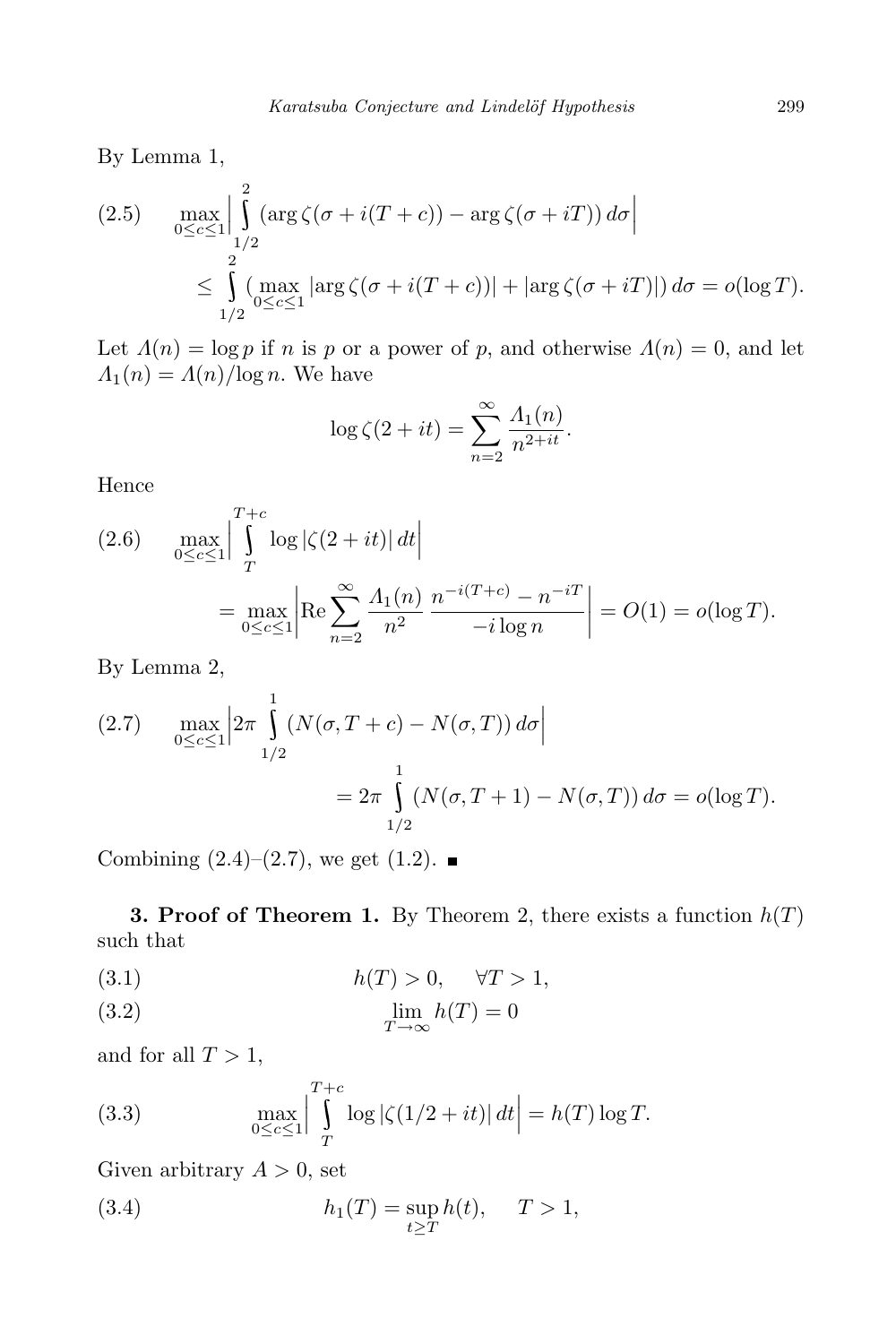By Lemma 1,

$$\max_{0\le c\le 1}\Big|\int_{1/2}^{2}(\arg\zeta(\sigma+i(T+c))-\arg\zeta(\sigma+iT))\,d\sigma\Big| \le \int_{1/2}^{2}\big(\max_{0\le c\le 1}|\arg\zeta(\sigma+i(T+c))|+|\arg\zeta(\sigma+iT)|\big)\,d\sigma = o(\log T). \tag{2.5}$$

Let $\Lambda(n)=\log p$ if $n$ is $p$ or a power of $p$, and otherwise $\Lambda(n)=0$, and let $\Lambda_1(n)=\Lambda(n)/\log n$. We have

$$\log\zeta(2+it)=\sum_{n=2}^{\infty}\frac{\Lambda_1(n)}{n^{2+it}}.$$

Hence

$$\max_{0\le c\le 1}\Big|\int_{T}^{T+c}\log|\zeta(2+it)|\,dt\Big| = \max_{0\le c\le 1}\Big|\mathrm{Re}\sum_{n=2}^{\infty}\frac{\Lambda_1(n)}{n^2}\,\frac{n^{-i(T+c)}-n^{-iT}}{-i\log n}\Big| = O(1)=o(\log T). \tag{2.6}$$

By Lemma 2,

$$\max_{0\le c\le 1}\Big|2\pi\int_{1/2}^{1}(N(\sigma,T+c)-N(\sigma,T))\,d\sigma\Big| = 2\pi\int_{1/2}^{1}(N(\sigma,T+1)-N(\sigma,T))\,d\sigma=o(\log T). \tag{2.7}$$

Combining (2.4)–(2.7), we get (1.2). ∎

**3. Proof of Theorem 1.** By Theorem 2, there exists a function $h(T)$ such that

$$h(T)>0, \qquad \forall T>1, \tag{3.1}$$

$$\lim_{T\to\infty}h(T)=0 \tag{3.2}$$

and for all $T>1$,

$$\max_{0\le c\le 1}\Big|\int_{T}^{T+c}\log|\zeta(1/2+it)|\,dt\Big| = h(T)\log T. \tag{3.3}$$

Given arbitrary $A>0$, set

$$h_1(T)=\sup_{t\ge T}h(t), \qquad T>1, \tag{3.4}$$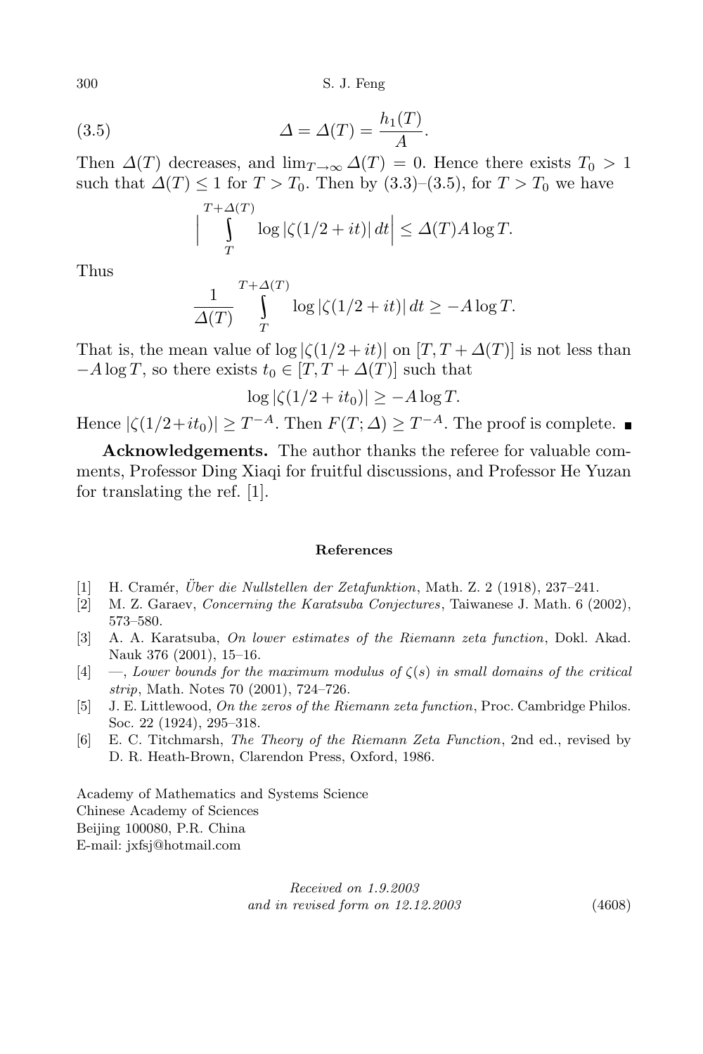$$\Delta = \Delta(T) = \frac{h_1(T)}{A}. \tag{3.5}$$

Then $\Delta(T)$ decreases, and $\lim_{T\to\infty} \Delta(T) = 0$. Hence there exists $T_0 > 1$ such that $\Delta(T) \le 1$ for $T > T_0$. Then by (3.3)–(3.5), for $T > T_0$ we have

$$\Big|\int_T^{T+\Delta(T)} \log|\zeta(1/2+it)|\,dt\Big| \le \Delta(T) A \log T.$$

Thus

$$\frac{1}{\Delta(T)} \int_T^{T+\Delta(T)} \log|\zeta(1/2+it)|\,dt \ge -A\log T.$$

That is, the mean value of $\log|\zeta(1/2+it)|$ on $[T, T+\Delta(T)]$ is not less than $-A\log T$, so there exists $t_0 \in [T, T+\Delta(T)]$ such that

$$\log|\zeta(1/2+it_0)| \ge -A\log T.$$

Hence $|\zeta(1/2+it_0)| \ge T^{-A}$. Then $F(T;\Delta) \ge T^{-A}$. The proof is complete. ∎

**Acknowledgements.** The author thanks the referee for valuable comments, Professor Ding Xiaqi for fruitful discussions, and Professor He Yuzan for translating the ref. [1].

## References

[1] H. Cramér, *Über die Nullstellen der Zetafunktion*, Math. Z. 2 (1918), 237–241.

[2] M. Z. Garaev, *Concerning the Karatsuba Conjectures*, Taiwanese J. Math. 6 (2002), 573–580.

[3] A. A. Karatsuba, *On lower estimates of the Riemann zeta function*, Dokl. Akad. Nauk 376 (2001), 15–16.

[4] —, *Lower bounds for the maximum modulus of $\zeta(s)$ in small domains of the critical strip*, Math. Notes 70 (2001), 724–726.

[5] J. E. Littlewood, *On the zeros of the Riemann zeta function*, Proc. Cambridge Philos. Soc. 22 (1924), 295–318.

[6] E. C. Titchmarsh, *The Theory of the Riemann Zeta Function*, 2nd ed., revised by D. R. Heath-Brown, Clarendon Press, Oxford, 1986.

Academy of Mathematics and Systems Science
Chinese Academy of Sciences
Beijing 100080, P.R. China
E-mail: jxfsj@hotmail.com

*Received on 1.9.2003*
*and in revised form on 12.12.2003* (4608)